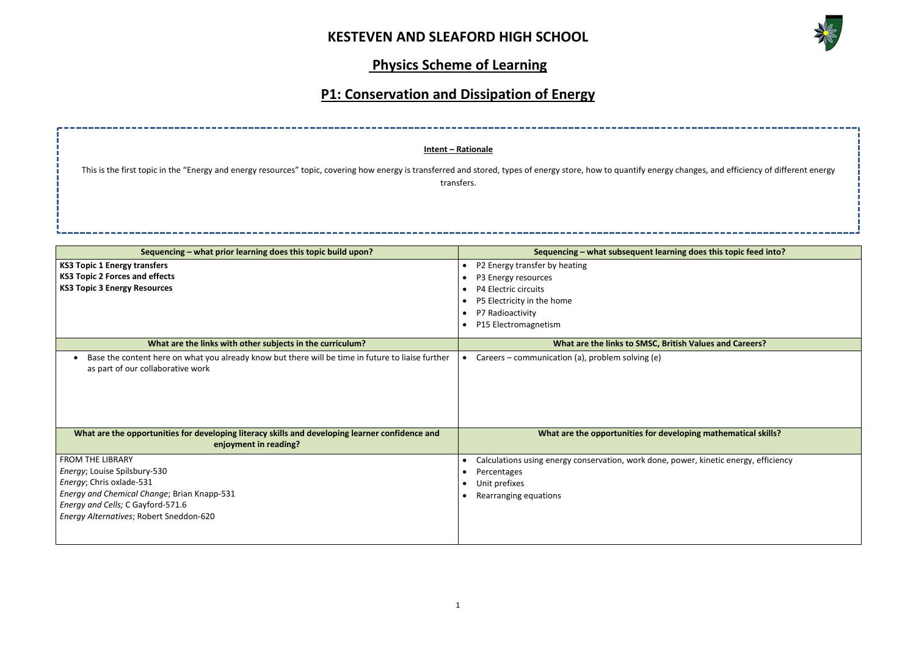# KESTEVEN AND SLEAFORD HIGH SCHOOL

## Physics Scheme of Learning

## P1: Conservation and Dissipation of Energy

**Intent – Rationale**

This is the first topic in the "Energy and energy resources" topic, covering how energy is transferred and stored, types of energy store, how to quantify energy changes, and efficiency of different energy transfers.

| Sequencing – what prior learning does this topic build upon? | Sequencing – what subsequent learning does this topic feed into? |
| --- | --- |
| **KS3 Topic 1 Energy transfers**<br>**KS3 Topic 2 Forces and effects**<br>**KS3 Topic 3 Energy Resources** | • P2 Energy transfer by heating<br>• P3 Energy resources<br>• P4 Electric circuits<br>• P5 Electricity in the home<br>• P7 Radioactivity<br>• P15 Electromagnetism |
| **What are the links with other subjects in the curriculum?** | **What are the links to SMSC, British Values and Careers?** |
| • Base the content here on what you already know but there will be time in future to liaise further as part of our collaborative work | • Careers – communication (a), problem solving (e) |
| **What are the opportunities for developing literacy skills and developing learner confidence and enjoyment in reading?** | **What are the opportunities for developing mathematical skills?** |
| FROM THE LIBRARY<br>*Energy*; Louise Spilsbury-530<br>*Energy*; Chris oxlade-531<br>*Energy and Chemical Change*; Brian Knapp-531<br>*Energy and Cells;* C Gayford-571.6<br>*Energy Alternatives*; Robert Sneddon-620 | • Calculations using energy conservation, work done, power, kinetic energy, efficiency<br>• Percentages<br>• Unit prefixes<br>• Rearranging equations |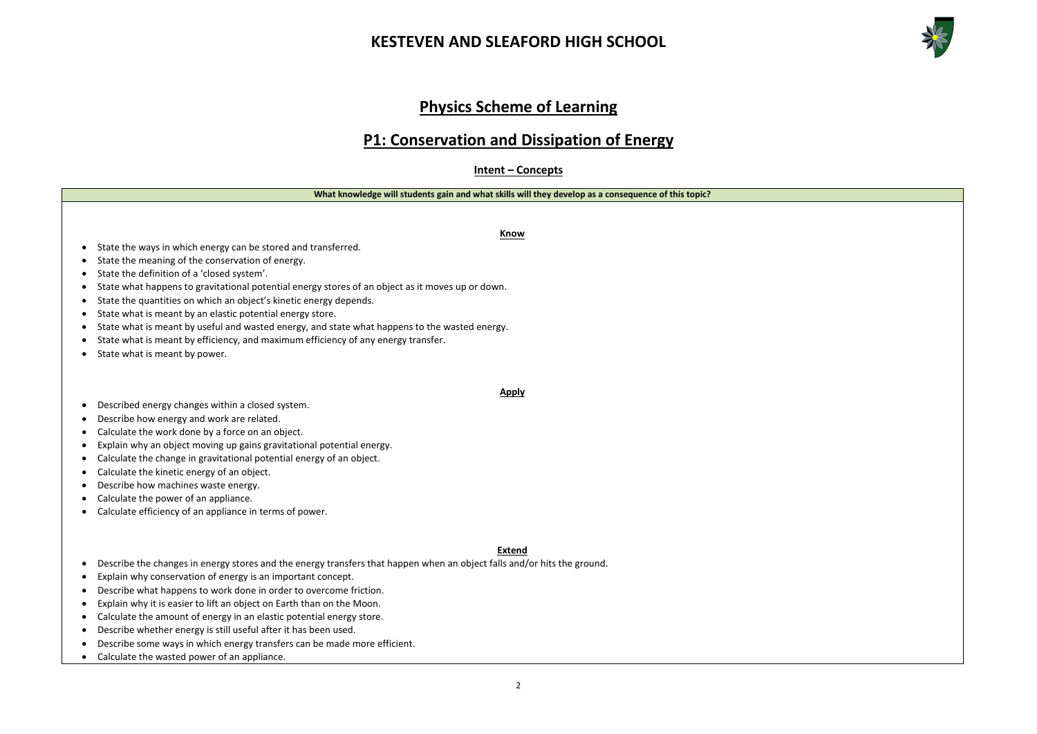# KESTEVEN AND SLEAFORD HIGH SCHOOL

## Physics Scheme of Learning

## P1: Conservation and Dissipation of Energy

### Intent – Concepts

**What knowledge will students gain and what skills will they develop as a consequence of this topic?**

**Know**

- State the ways in which energy can be stored and transferred.
- State the meaning of the conservation of energy.
- State the definition of a 'closed system'.
- State what happens to gravitational potential energy stores of an object as it moves up or down.
- State the quantities on which an object's kinetic energy depends.
- State what is meant by an elastic potential energy store.
- State what is meant by useful and wasted energy, and state what happens to the wasted energy.
- State what is meant by efficiency, and maximum efficiency of any energy transfer.
- State what is meant by power.

**Apply**

- Described energy changes within a closed system.
- Describe how energy and work are related.
- Calculate the work done by a force on an object.
- Explain why an object moving up gains gravitational potential energy.
- Calculate the change in gravitational potential energy of an object.
- Calculate the kinetic energy of an object.
- Describe how machines waste energy.
- Calculate the power of an appliance.
- Calculate efficiency of an appliance in terms of power.

**Extend**

- Describe the changes in energy stores and the energy transfers that happen when an object falls and/or hits the ground.
- Explain why conservation of energy is an important concept.
- Describe what happens to work done in order to overcome friction.
- Explain why it is easier to lift an object on Earth than on the Moon.
- Calculate the amount of energy in an elastic potential energy store.
- Describe whether energy is still useful after it has been used.
- Describe some ways in which energy transfers can be made more efficient.
- Calculate the wasted power of an appliance.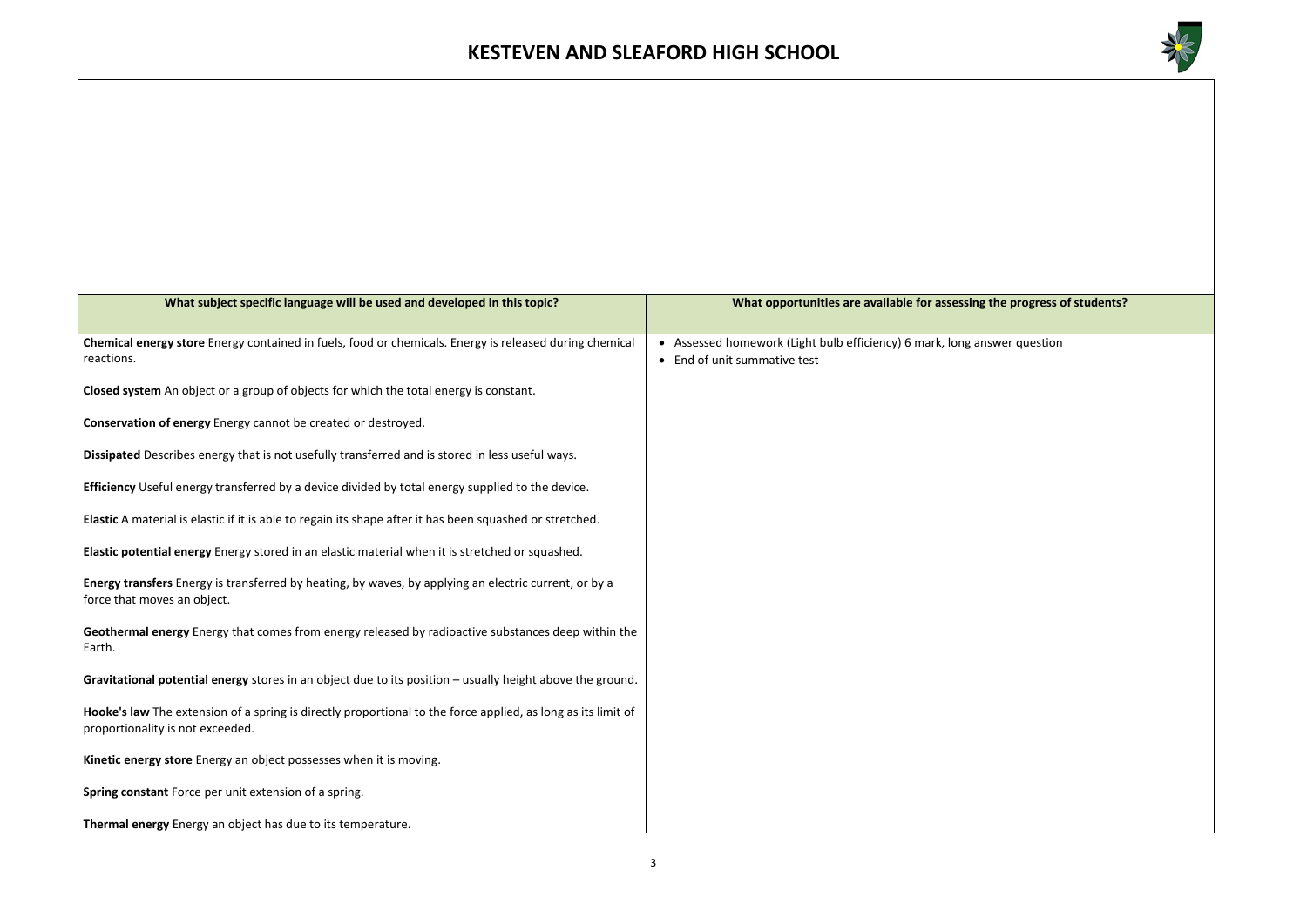| What subject specific language will be used and developed in this topic? | What opportunities are available for assessing the progress of students? |
|---|---|
| **Chemical energy store** Energy contained in fuels, food or chemicals. Energy is released during chemical reactions.<br><br>**Closed system** An object or a group of objects for which the total energy is constant.<br><br>**Conservation of energy** Energy cannot be created or destroyed.<br><br>**Dissipated** Describes energy that is not usefully transferred and is stored in less useful ways.<br><br>**Efficiency** Useful energy transferred by a device divided by total energy supplied to the device.<br><br>**Elastic** A material is elastic if it is able to regain its shape after it has been squashed or stretched.<br><br>**Elastic potential energy** Energy stored in an elastic material when it is stretched or squashed.<br><br>**Energy transfers** Energy is transferred by heating, by waves, by applying an electric current, or by a force that moves an object.<br><br>**Geothermal energy** Energy that comes from energy released by radioactive substances deep within the Earth.<br><br>**Gravitational potential energy** stores in an object due to its position – usually height above the ground.<br><br>**Hooke's law** The extension of a spring is directly proportional to the force applied, as long as its limit of proportionality is not exceeded.<br><br>**Kinetic energy store** Energy an object possesses when it is moving.<br><br>**Spring constant** Force per unit extension of a spring.<br><br>**Thermal energy** Energy an object has due to its temperature. | • Assessed homework (Light bulb efficiency) 6 mark, long answer question<br>• End of unit summative test |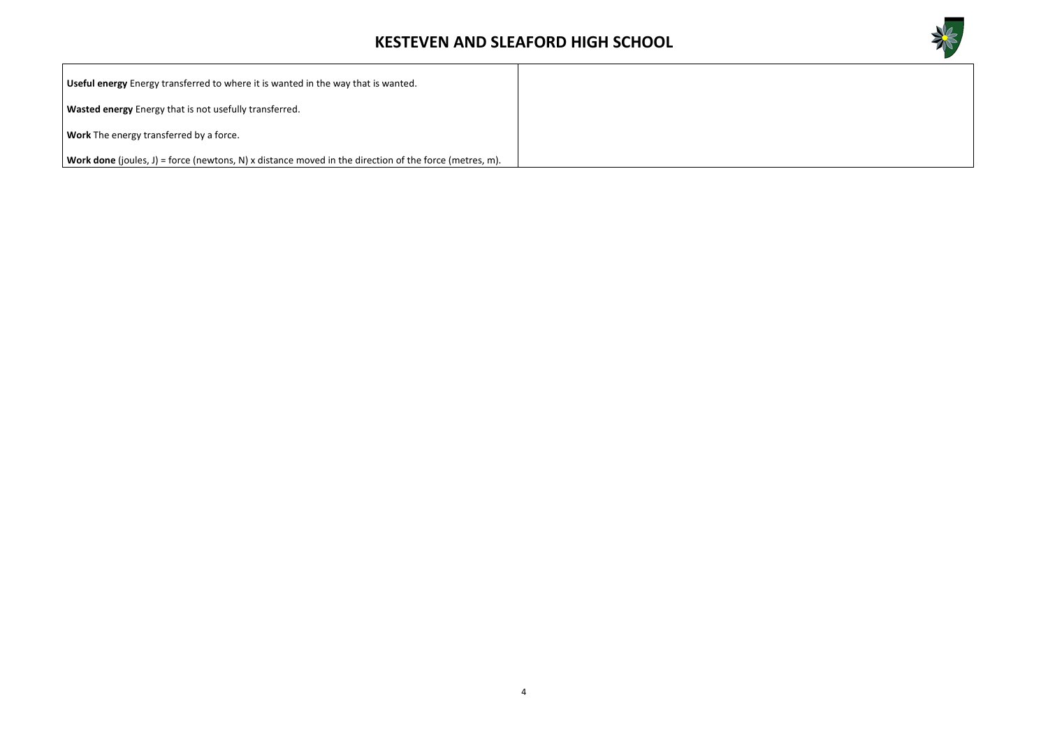| | |
|---|---|
| **Useful energy** Energy transferred to where it is wanted in the way that is wanted.<br><br>**Wasted energy** Energy that is not usefully transferred.<br><br>**Work** The energy transferred by a force.<br><br>**Work done** (joules, J) = force (newtons, N) x distance moved in the direction of the force (metres, m). | |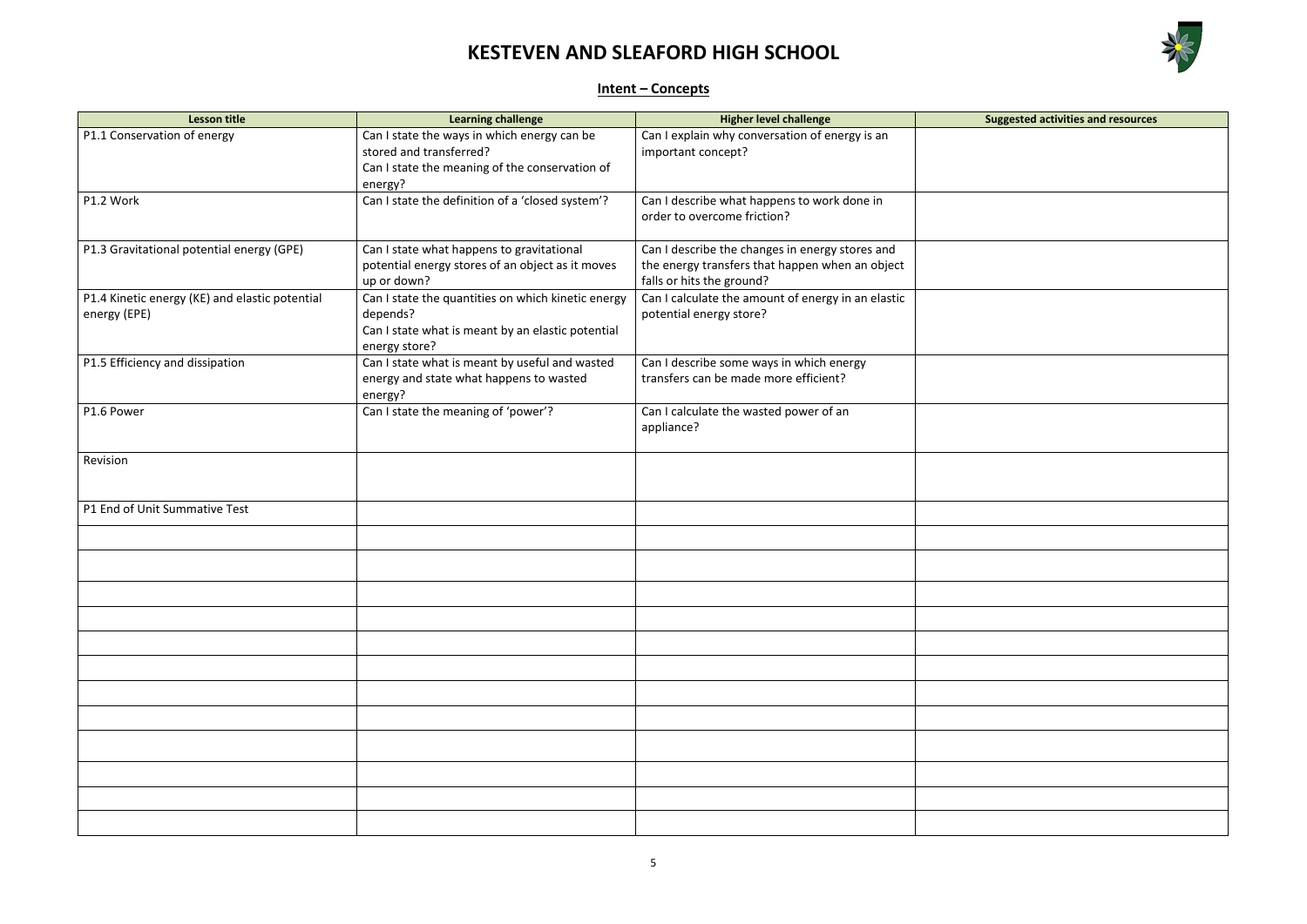# KESTEVEN AND SLEAFORD HIGH SCHOOL

## Intent – Concepts

| Lesson title | Learning challenge | Higher level challenge | Suggested activities and resources |
|---|---|---|---|
| P1.1 Conservation of energy | Can I state the ways in which energy can be stored and transferred?<br>Can I state the meaning of the conservation of energy? | Can I explain why conversation of energy is an important concept? | |
| P1.2 Work | Can I state the definition of a 'closed system'? | Can I describe what happens to work done in order to overcome friction? | |
| P1.3 Gravitational potential energy (GPE) | Can I state what happens to gravitational potential energy stores of an object as it moves up or down? | Can I describe the changes in energy stores and the energy transfers that happen when an object falls or hits the ground? | |
| P1.4 Kinetic energy (KE) and elastic potential energy (EPE) | Can I state the quantities on which kinetic energy depends?<br>Can I state what is meant by an elastic potential energy store? | Can I calculate the amount of energy in an elastic potential energy store? | |
| P1.5 Efficiency and dissipation | Can I state what is meant by useful and wasted energy and state what happens to wasted energy? | Can I describe some ways in which energy transfers can be made more efficient? | |
| P1.6 Power | Can I state the meaning of 'power'? | Can I calculate the wasted power of an appliance? | |
| Revision | | | |
| P1 End of Unit Summative Test | | | |
| | | | |
| | | | |
| | | | |
| | | | |
| | | | |
| | | | |
| | | | |
| | | | |
| | | | |
| | | | |
| | | | |
| | | | |